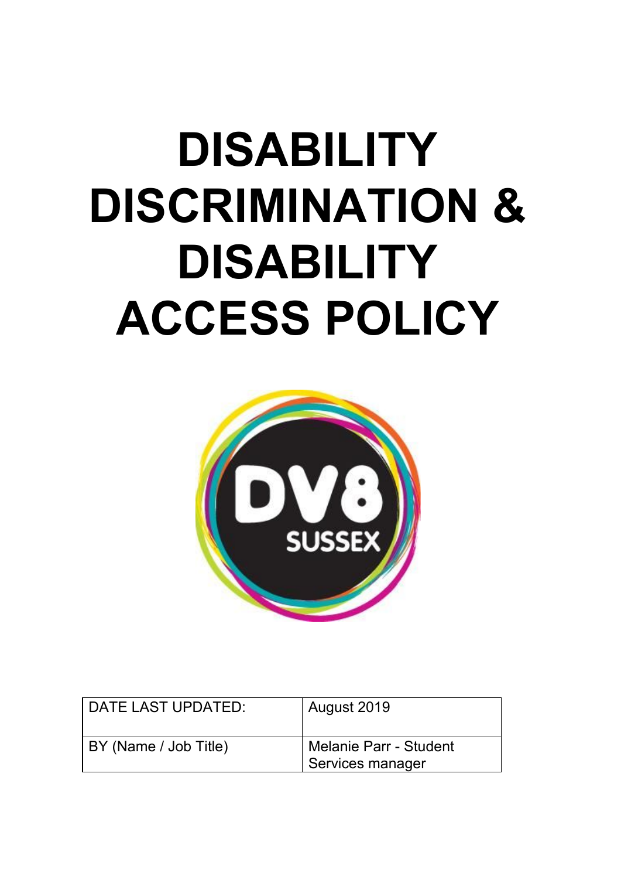# DISABILITY DISCRIMINATION & DISABILITY ACCESS POLICY

| DATE LAST UPDATED: | August 2019 |
| --- | --- |
| BY (Name / Job Title) | Melanie Parr - Student Services manager |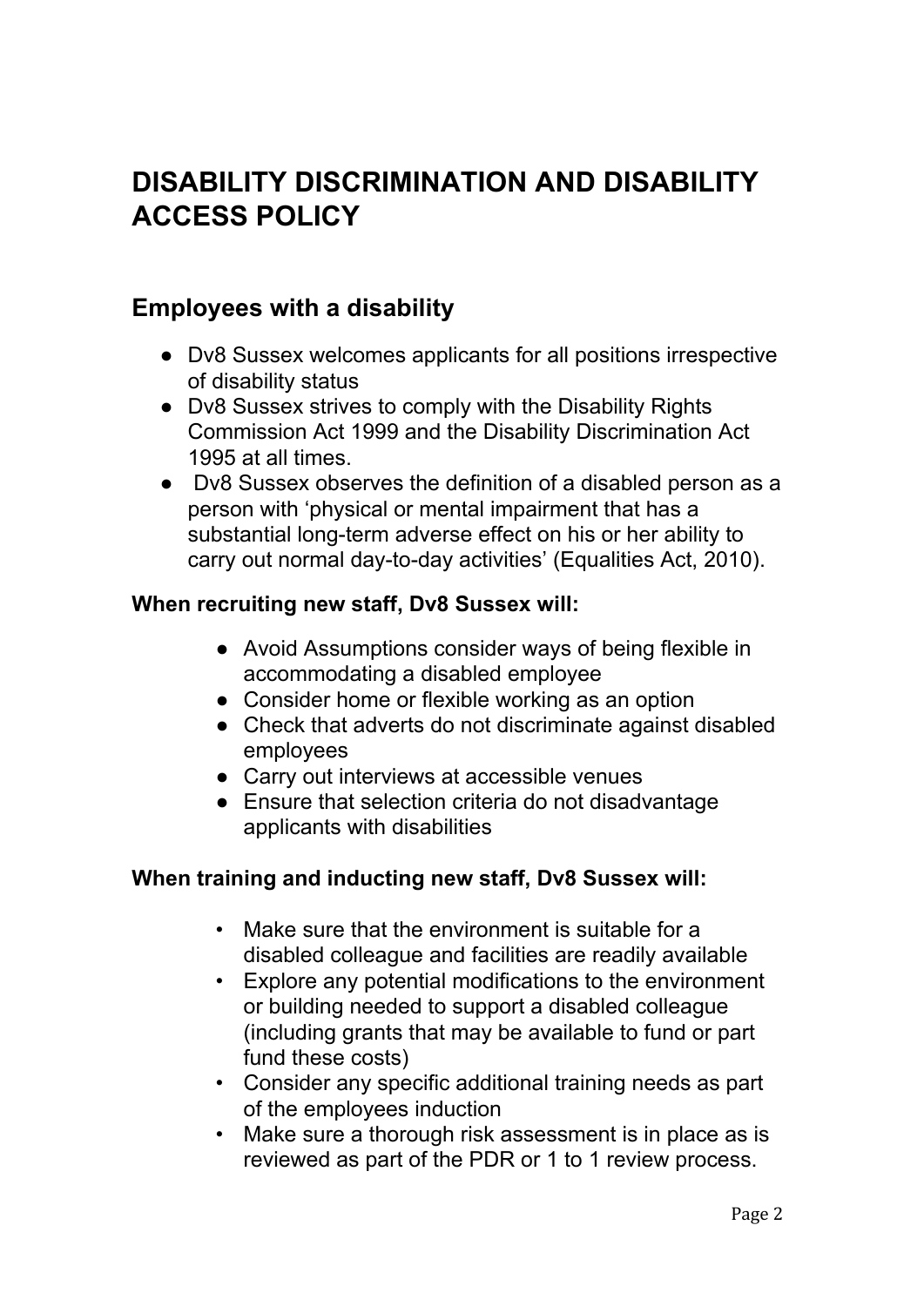# DISABILITY DISCRIMINATION AND DISABILITY ACCESS POLICY

## Employees with a disability

- Dv8 Sussex welcomes applicants for all positions irrespective of disability status
- Dv8 Sussex strives to comply with the Disability Rights Commission Act 1999 and the Disability Discrimination Act 1995 at all times.
- Dv8 Sussex observes the definition of a disabled person as a person with 'physical or mental impairment that has a substantial long-term adverse effect on his or her ability to carry out normal day-to-day activities' (Equalities Act, 2010).

**When recruiting new staff, Dv8 Sussex will:**

- Avoid Assumptions consider ways of being flexible in accommodating a disabled employee
- Consider home or flexible working as an option
- Check that adverts do not discriminate against disabled employees
- Carry out interviews at accessible venues
- Ensure that selection criteria do not disadvantage applicants with disabilities

**When training and inducting new staff, Dv8 Sussex will:**

- Make sure that the environment is suitable for a disabled colleague and facilities are readily available
- Explore any potential modifications to the environment or building needed to support a disabled colleague (including grants that may be available to fund or part fund these costs)
- Consider any specific additional training needs as part of the employees induction
- Make sure a thorough risk assessment is in place as is reviewed as part of the PDR or 1 to 1 review process.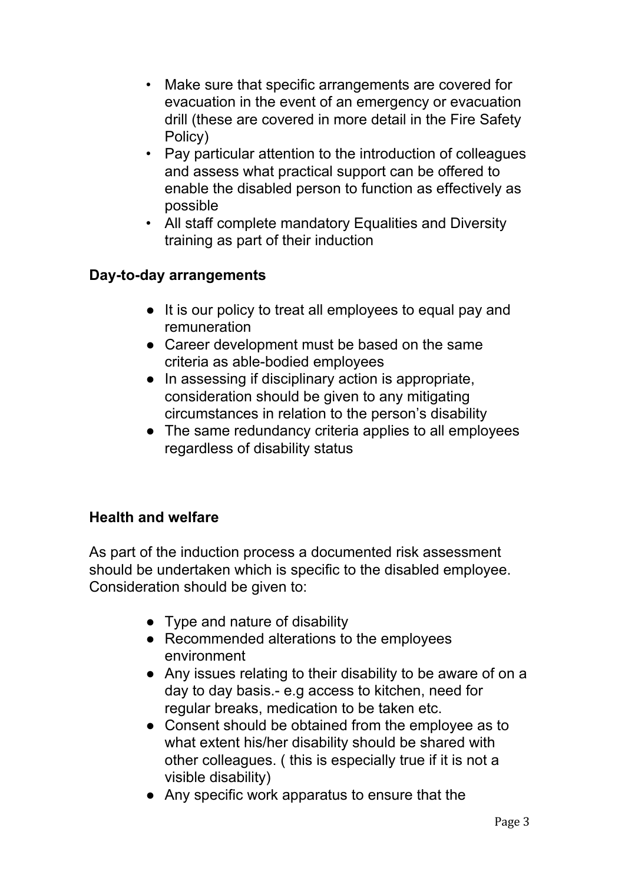- Make sure that specific arrangements are covered for evacuation in the event of an emergency or evacuation drill (these are covered in more detail in the Fire Safety Policy)
- Pay particular attention to the introduction of colleagues and assess what practical support can be offered to enable the disabled person to function as effectively as possible
- All staff complete mandatory Equalities and Diversity training as part of their induction

**Day-to-day arrangements**

- It is our policy to treat all employees to equal pay and remuneration
- Career development must be based on the same criteria as able-bodied employees
- In assessing if disciplinary action is appropriate, consideration should be given to any mitigating circumstances in relation to the person's disability
- The same redundancy criteria applies to all employees regardless of disability status

**Health and welfare**

As part of the induction process a documented risk assessment should be undertaken which is specific to the disabled employee. Consideration should be given to:

- Type and nature of disability
- Recommended alterations to the employees environment
- Any issues relating to their disability to be aware of on a day to day basis.- e.g access to kitchen, need for regular breaks, medication to be taken etc.
- Consent should be obtained from the employee as to what extent his/her disability should be shared with other colleagues. ( this is especially true if it is not a visible disability)
- Any specific work apparatus to ensure that the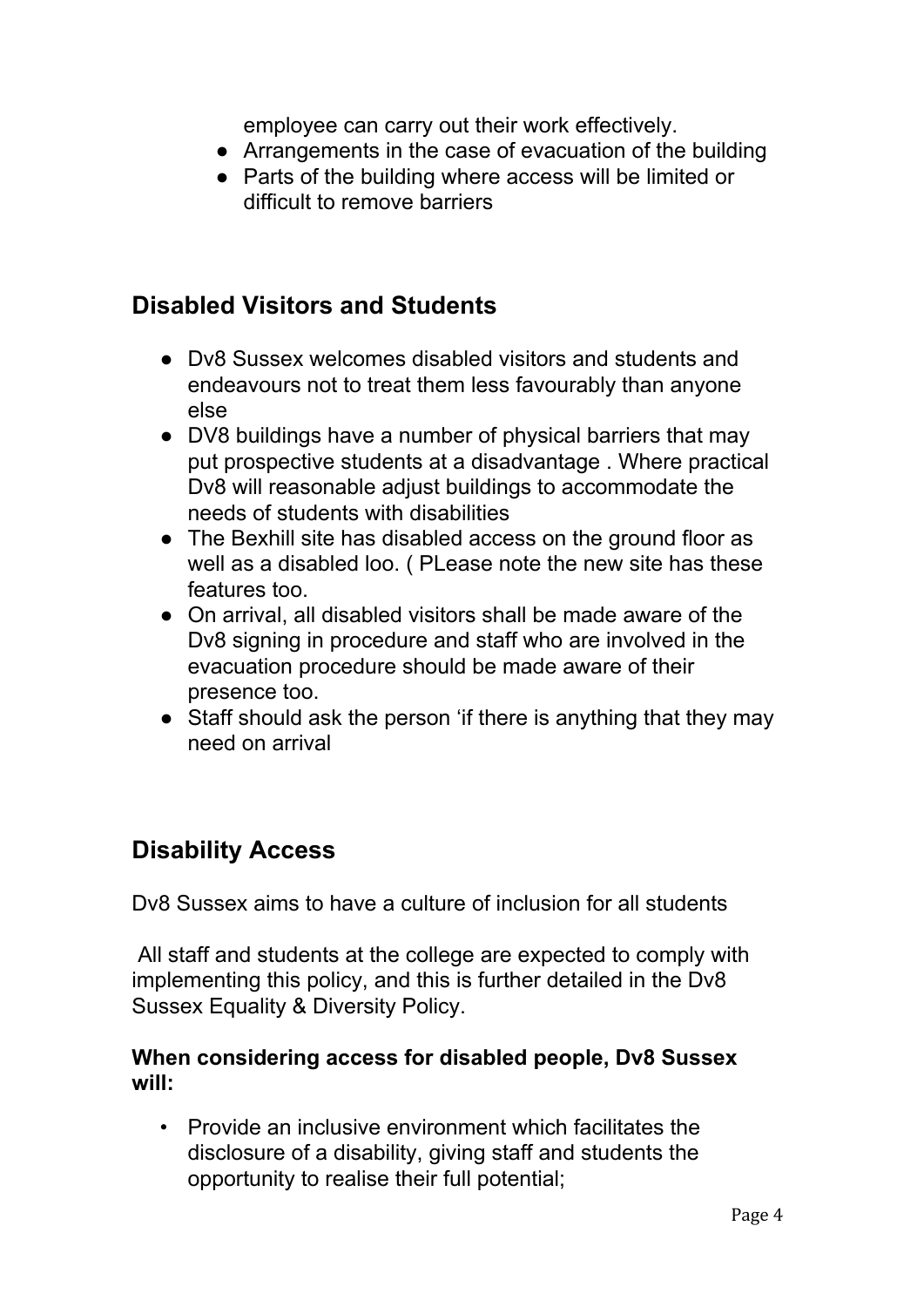employee can carry out their work effectively.

- Arrangements in the case of evacuation of the building
- Parts of the building where access will be limited or difficult to remove barriers

## Disabled Visitors and Students

- Dv8 Sussex welcomes disabled visitors and students and endeavours not to treat them less favourably than anyone else
- DV8 buildings have a number of physical barriers that may put prospective students at a disadvantage . Where practical Dv8 will reasonable adjust buildings to accommodate the needs of students with disabilities
- The Bexhill site has disabled access on the ground floor as well as a disabled loo. ( PLease note the new site has these features too.
- On arrival, all disabled visitors shall be made aware of the Dv8 signing in procedure and staff who are involved in the evacuation procedure should be made aware of their presence too.
- Staff should ask the person 'if there is anything that they may need on arrival

## Disability Access

Dv8 Sussex aims to have a culture of inclusion for all students

All staff and students at the college are expected to comply with implementing this policy, and this is further detailed in the Dv8 Sussex Equality & Diversity Policy.

**When considering access for disabled people, Dv8 Sussex will:**

- Provide an inclusive environment which facilitates the disclosure of a disability, giving staff and students the opportunity to realise their full potential;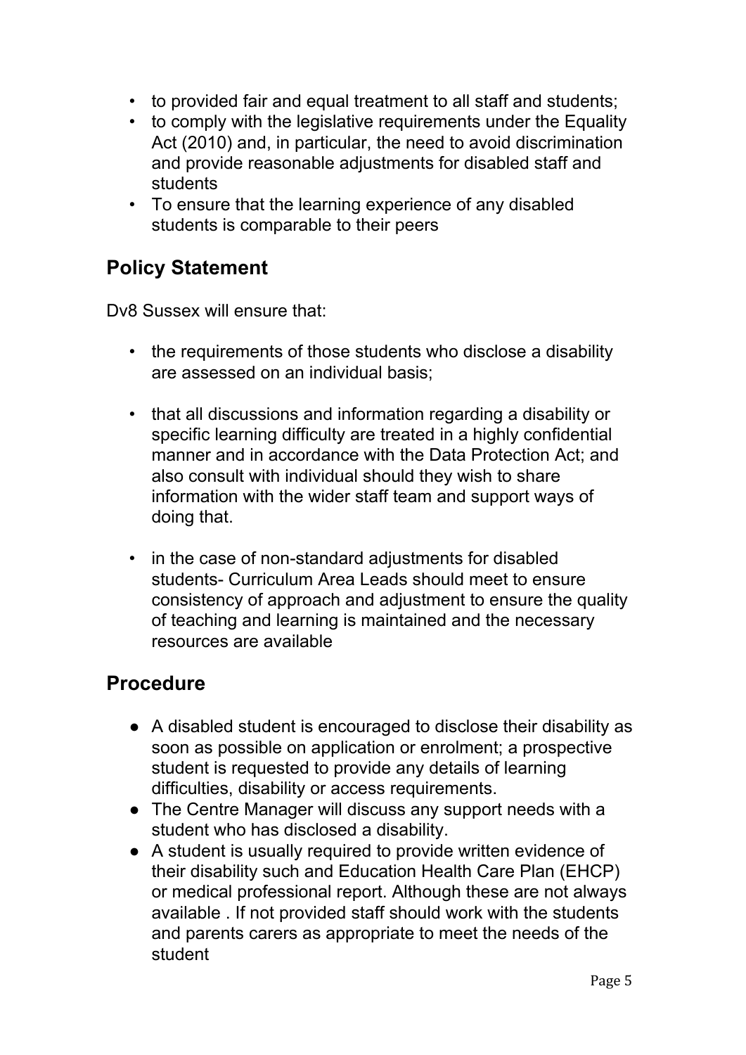- to provided fair and equal treatment to all staff and students;
- to comply with the legislative requirements under the Equality Act (2010) and, in particular, the need to avoid discrimination and provide reasonable adjustments for disabled staff and students
- To ensure that the learning experience of any disabled students is comparable to their peers

## Policy Statement

Dv8 Sussex will ensure that:

- the requirements of those students who disclose a disability are assessed on an individual basis;

- that all discussions and information regarding a disability or specific learning difficulty are treated in a highly confidential manner and in accordance with the Data Protection Act; and also consult with individual should they wish to share information with the wider staff team and support ways of doing that.

- in the case of non-standard adjustments for disabled students- Curriculum Area Leads should meet to ensure consistency of approach and adjustment to ensure the quality of teaching and learning is maintained and the necessary resources are available

## Procedure

- A disabled student is encouraged to disclose their disability as soon as possible on application or enrolment; a prospective student is requested to provide any details of learning difficulties, disability or access requirements.
- The Centre Manager will discuss any support needs with a student who has disclosed a disability.
- A student is usually required to provide written evidence of their disability such and Education Health Care Plan (EHCP) or medical professional report. Although these are not always available . If not provided staff should work with the students and parents carers as appropriate to meet the needs of the student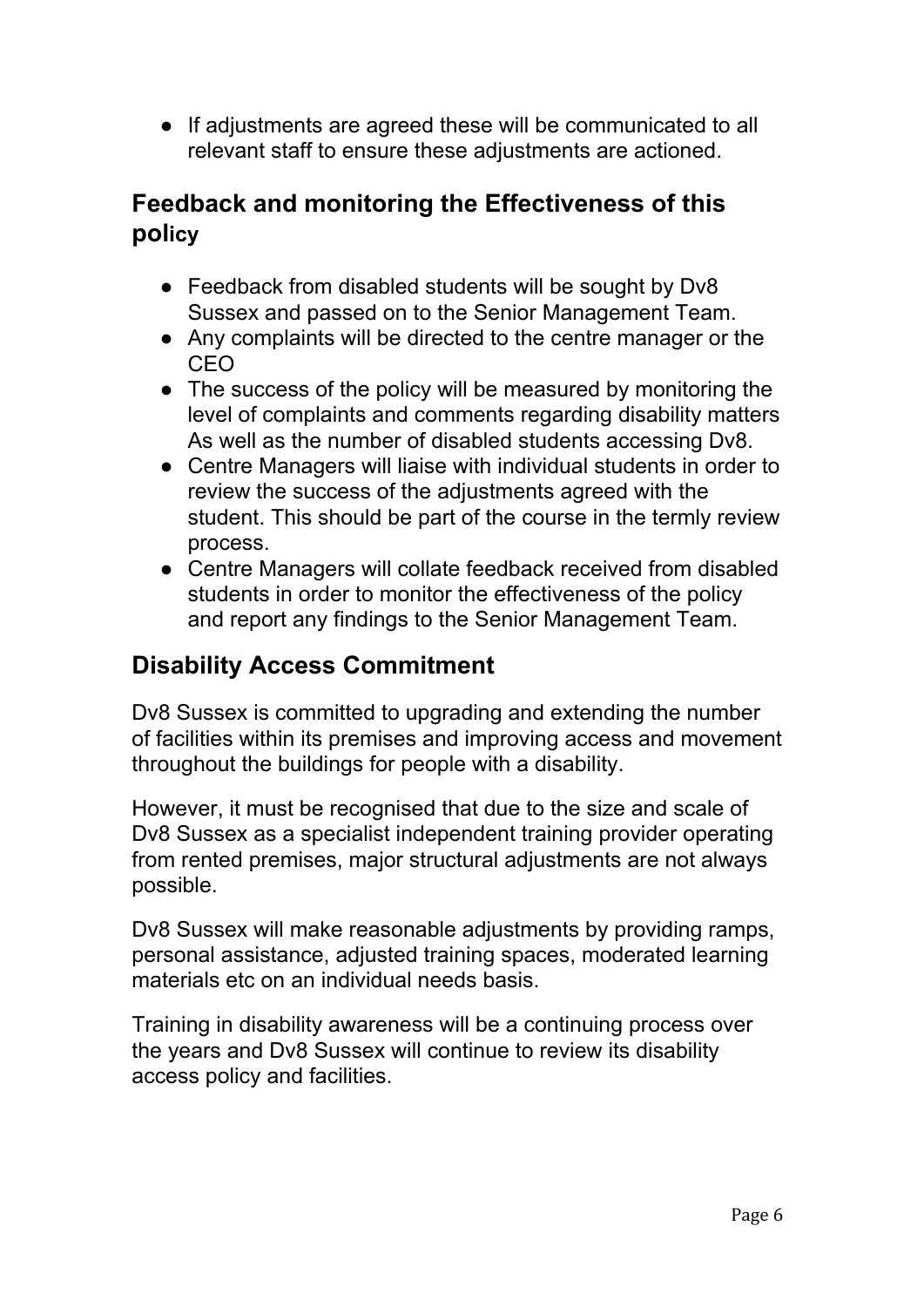- If adjustments are agreed these will be communicated to all relevant staff to ensure these adjustments are actioned.

## Feedback and monitoring the Effectiveness of this policy

- Feedback from disabled students will be sought by Dv8 Sussex and passed on to the Senior Management Team.
- Any complaints will be directed to the centre manager or the CEO
- The success of the policy will be measured by monitoring the level of complaints and comments regarding disability matters As well as the number of disabled students accessing Dv8.
- Centre Managers will liaise with individual students in order to review the success of the adjustments agreed with the student. This should be part of the course in the termly review process.
- Centre Managers will collate feedback received from disabled students in order to monitor the effectiveness of the policy and report any findings to the Senior Management Team.

## Disability Access Commitment

Dv8 Sussex is committed to upgrading and extending the number of facilities within its premises and improving access and movement throughout the buildings for people with a disability.

However, it must be recognised that due to the size and scale of Dv8 Sussex as a specialist independent training provider operating from rented premises, major structural adjustments are not always possible.

Dv8 Sussex will make reasonable adjustments by providing ramps, personal assistance, adjusted training spaces, moderated learning materials etc on an individual needs basis.

Training in disability awareness will be a continuing process over the years and Dv8 Sussex will continue to review its disability access policy and facilities.